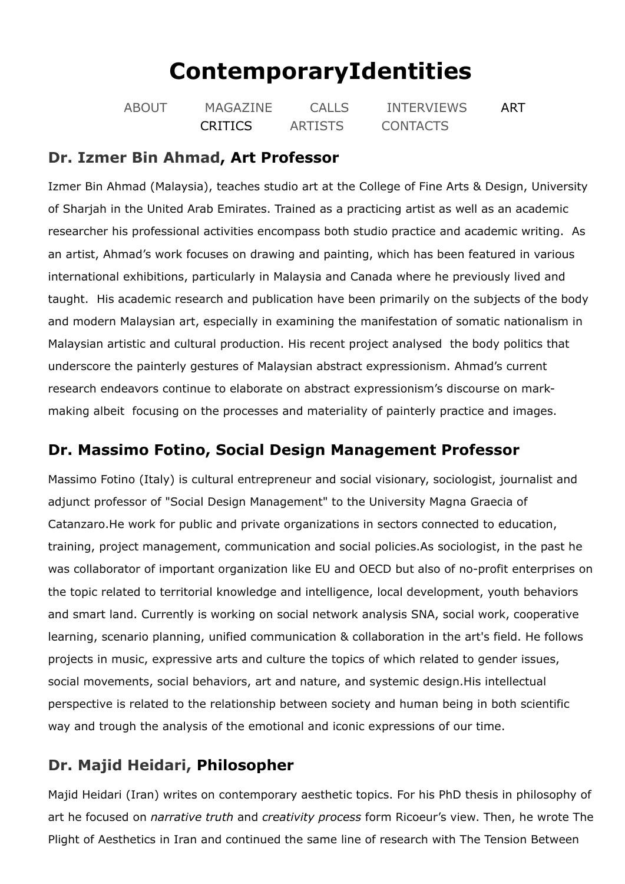# ContemporaryIdentities

ABOUT MAGAZINE CALLS INTERVIEWS ART CRITICS ARTISTS CONTACTS

## Dr. Izmer Bin Ahmad, Art Professor

Izmer Bin Ahmad (Malaysia), teaches studio art at the College of Fine Arts & Design, University of Sharjah in the United Arab Emirates. Trained as a practicing artist as well as an academic researcher his professional activities encompass both studio practice and academic writing. As an artist, Ahmad's work focuses on drawing and painting, which has been featured in various international exhibitions, particularly in Malaysia and Canada where he previously lived and taught. His academic research and publication have been primarily on the subjects of the body and modern Malaysian art, especially in examining the manifestation of somatic nationalism in Malaysian artistic and cultural production. His recent project analysed the body politics that underscore the painterly gestures of Malaysian abstract expressionism. Ahmad's current research endeavors continue to elaborate on abstract expressionism's discourse on mark-making albeit focusing on the processes and materiality of painterly practice and images.

## Dr. Massimo Fotino, Social Design Management Professor

Massimo Fotino (Italy) is cultural entrepreneur and social visionary, sociologist, journalist and adjunct professor of "Social Design Management" to the University Magna Graecia of Catanzaro.He work for public and private organizations in sectors connected to education, training, project management, communication and social policies.As sociologist, in the past he was collaborator of important organization like EU and OECD but also of no-profit enterprises on the topic related to territorial knowledge and intelligence, local development, youth behaviors and smart land. Currently is working on social network analysis SNA, social work, cooperative learning, scenario planning, unified communication & collaboration in the art's field. He follows projects in music, expressive arts and culture the topics of which related to gender issues, social movements, social behaviors, art and nature, and systemic design.His intellectual perspective is related to the relationship between society and human being in both scientific way and trough the analysis of the emotional and iconic expressions of our time.

## Dr. Majid Heidari, Philosopher

Majid Heidari (Iran) writes on contemporary aesthetic topics. For his PhD thesis in philosophy of art he focused on *narrative truth* and *creativity process* form Ricoeur's view. Then, he wrote The Plight of Aesthetics in Iran and continued the same line of research with The Tension Between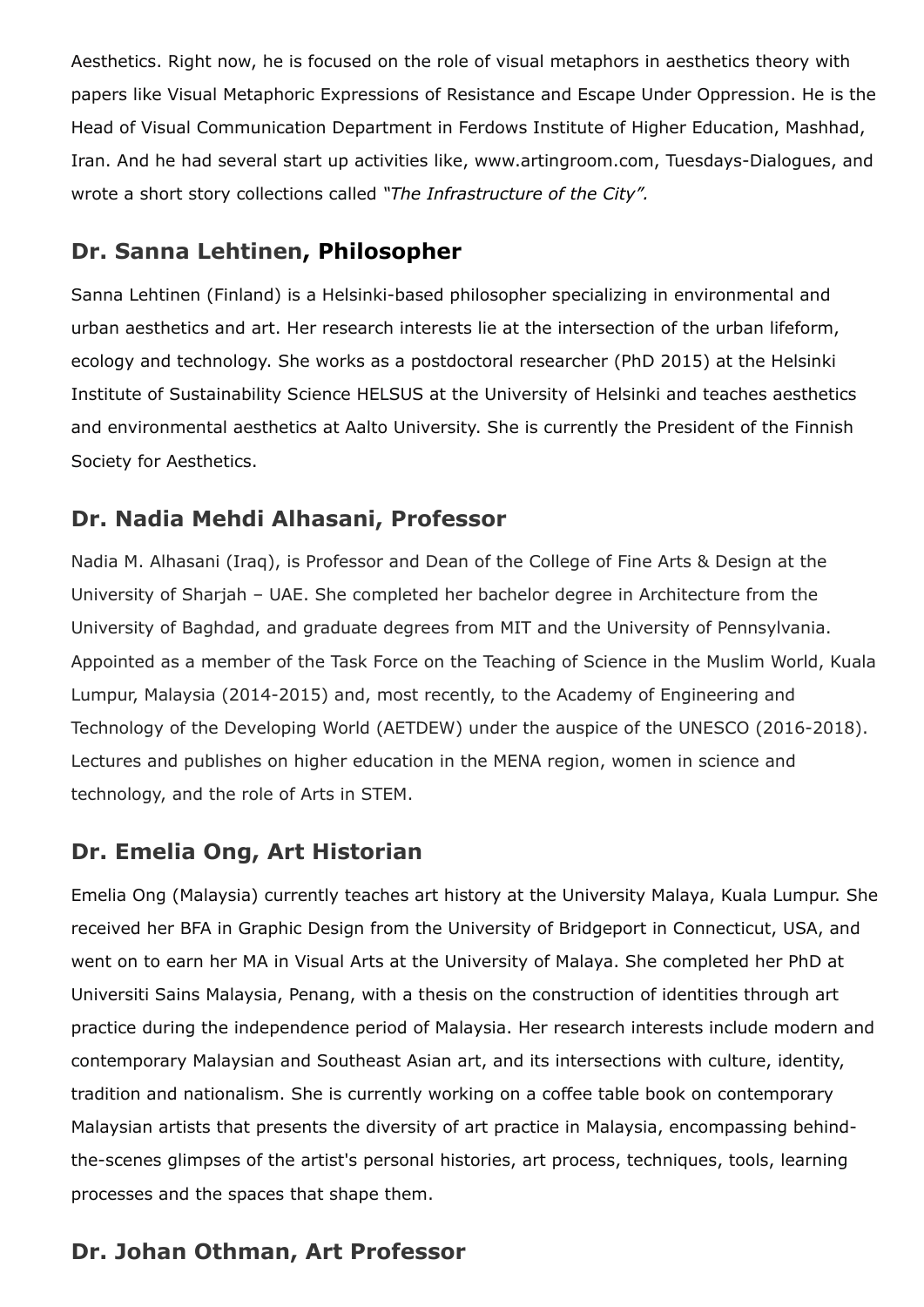Aesthetics. Right now, he is focused on the role of visual metaphors in aesthetics theory with papers like Visual Metaphoric Expressions of Resistance and Escape Under Oppression. He is the Head of Visual Communication Department in Ferdows Institute of Higher Education, Mashhad, Iran. And he had several start up activities like, www.artingroom.com, Tuesdays-Dialogues, and wrote a short story collections called *"The Infrastructure of the City".*

## Dr. Sanna Lehtinen, Philosopher

Sanna Lehtinen (Finland) is a Helsinki-based philosopher specializing in environmental and urban aesthetics and art. Her research interests lie at the intersection of the urban lifeform, ecology and technology. She works as a postdoctoral researcher (PhD 2015) at the Helsinki Institute of Sustainability Science HELSUS at the University of Helsinki and teaches aesthetics and environmental aesthetics at Aalto University. She is currently the President of the Finnish Society for Aesthetics.

## Dr. Nadia Mehdi Alhasani, Professor

Nadia M. Alhasani (Iraq), is Professor and Dean of the College of Fine Arts & Design at the University of Sharjah – UAE. She completed her bachelor degree in Architecture from the University of Baghdad, and graduate degrees from MIT and the University of Pennsylvania. Appointed as a member of the Task Force on the Teaching of Science in the Muslim World, Kuala Lumpur, Malaysia (2014-2015) and, most recently, to the Academy of Engineering and Technology of the Developing World (AETDEW) under the auspice of the UNESCO (2016-2018). Lectures and publishes on higher education in the MENA region, women in science and technology, and the role of Arts in STEM.

## Dr. Emelia Ong, Art Historian

Emelia Ong (Malaysia) currently teaches art history at the University Malaya, Kuala Lumpur. She received her BFA in Graphic Design from the University of Bridgeport in Connecticut, USA, and went on to earn her MA in Visual Arts at the University of Malaya. She completed her PhD at Universiti Sains Malaysia, Penang, with a thesis on the construction of identities through art practice during the independence period of Malaysia. Her research interests include modern and contemporary Malaysian and Southeast Asian art, and its intersections with culture, identity, tradition and nationalism. She is currently working on a coffee table book on contemporary Malaysian artists that presents the diversity of art practice in Malaysia, encompassing behind-the-scenes glimpses of the artist's personal histories, art process, techniques, tools, learning processes and the spaces that shape them.

## Dr. Johan Othman, Art Professor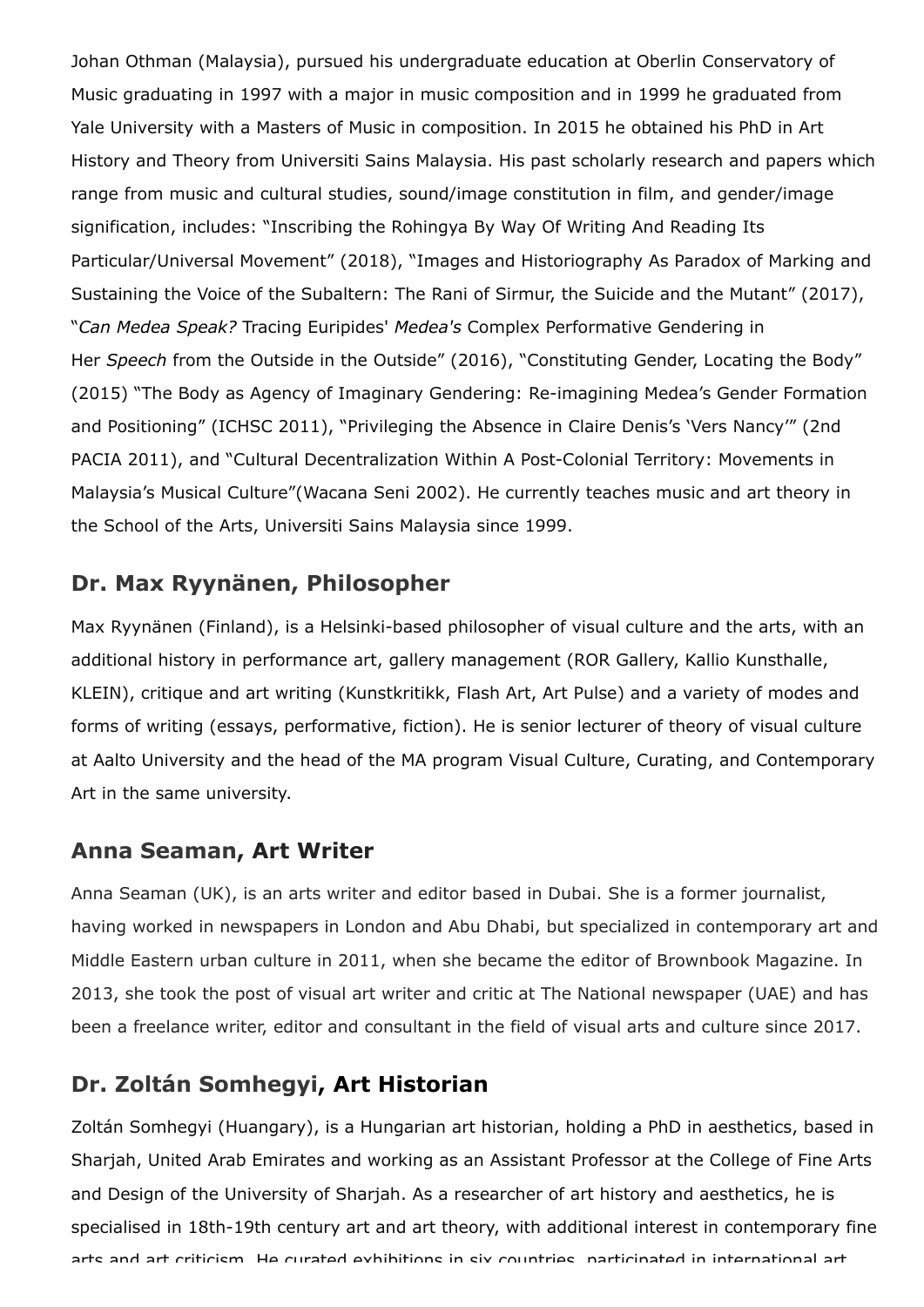Johan Othman (Malaysia), pursued his undergraduate education at Oberlin Conservatory of Music graduating in 1997 with a major in music composition and in 1999 he graduated from Yale University with a Masters of Music in composition. In 2015 he obtained his PhD in Art History and Theory from Universiti Sains Malaysia. His past scholarly research and papers which range from music and cultural studies, sound/image constitution in film, and gender/image signification, includes: "Inscribing the Rohingya By Way Of Writing And Reading Its Particular/Universal Movement" (2018), "Images and Historiography As Paradox of Marking and Sustaining the Voice of the Subaltern: The Rani of Sirmur, the Suicide and the Mutant" (2017), "*Can Medea Speak?* Tracing Euripides' *Medea's* Complex Performative Gendering in Her *Speech* from the Outside in the Outside" (2016), "Constituting Gender, Locating the Body" (2015) "The Body as Agency of Imaginary Gendering: Re-imagining Medea's Gender Formation and Positioning" (ICHSC 2011), "Privileging the Absence in Claire Denis's 'Vers Nancy'" (2nd PACIA 2011), and "Cultural Decentralization Within A Post-Colonial Territory: Movements in Malaysia's Musical Culture"(Wacana Seni 2002). He currently teaches music and art theory in the School of the Arts, Universiti Sains Malaysia since 1999.

## Dr. Max Ryynänen, Philosopher

Max Ryynänen (Finland), is a Helsinki-based philosopher of visual culture and the arts, with an additional history in performance art, gallery management (ROR Gallery, Kallio Kunsthalle, KLEIN), critique and art writing (Kunstkritikk, Flash Art, Art Pulse) and a variety of modes and forms of writing (essays, performative, fiction). He is senior lecturer of theory of visual culture at Aalto University and the head of the MA program Visual Culture, Curating, and Contemporary Art in the same university.

## Anna Seaman, Art Writer

Anna Seaman (UK), is an arts writer and editor based in Dubai. She is a former journalist, having worked in newspapers in London and Abu Dhabi, but specialized in contemporary art and Middle Eastern urban culture in 2011, when she became the editor of Brownbook Magazine. In 2013, she took the post of visual art writer and critic at The National newspaper (UAE) and has been a freelance writer, editor and consultant in the field of visual arts and culture since 2017.

## Dr. Zoltán Somhegyi, Art Historian

Zoltán Somhegyi (Huangary), is a Hungarian art historian, holding a PhD in aesthetics, based in Sharjah, United Arab Emirates and working as an Assistant Professor at the College of Fine Arts and Design of the University of Sharjah. As a researcher of art history and aesthetics, he is specialised in 18th-19th century art and art theory, with additional interest in contemporary fine arts and art criticism. He curated exhibitions in six countries, participated in international art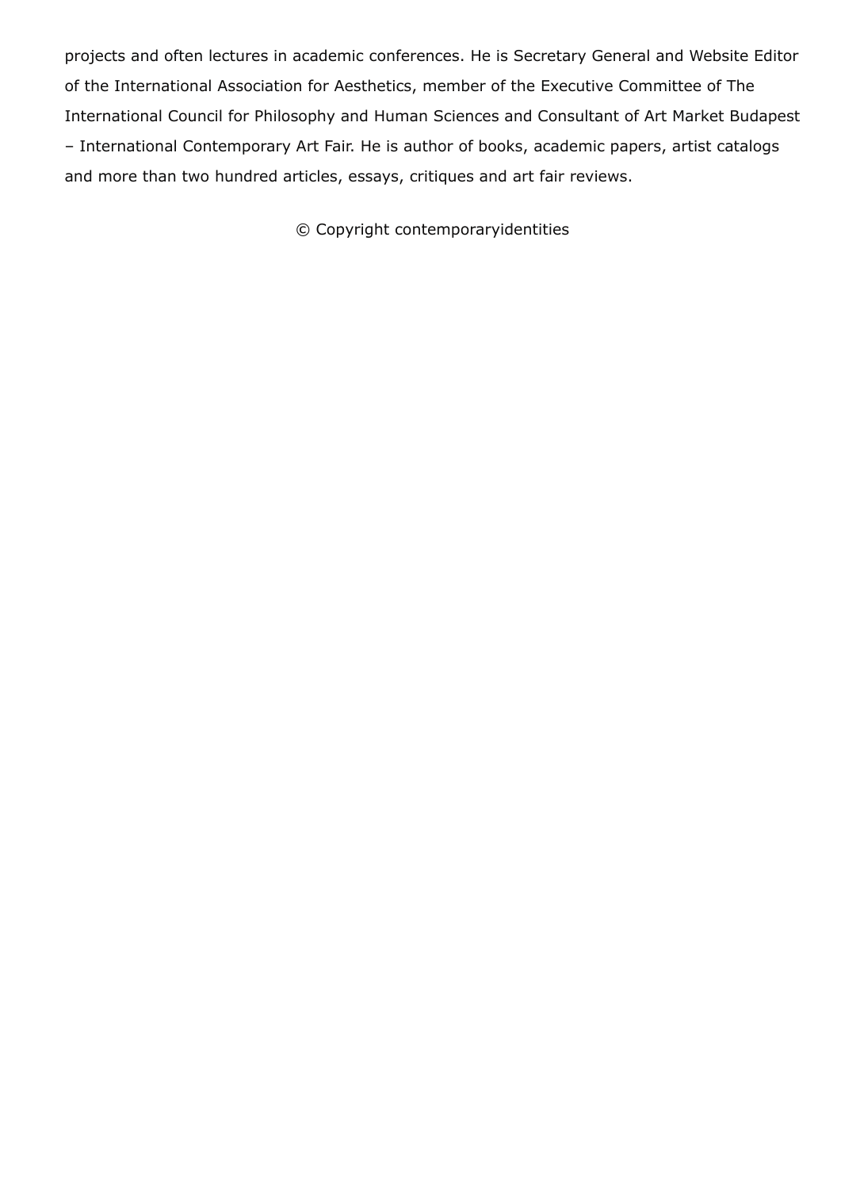projects and often lectures in academic conferences. He is Secretary General and Website Editor of the International Association for Aesthetics, member of the Executive Committee of The International Council for Philosophy and Human Sciences and Consultant of Art Market Budapest – International Contemporary Art Fair. He is author of books, academic papers, artist catalogs and more than two hundred articles, essays, critiques and art fair reviews.

© Copyright contemporaryidentities